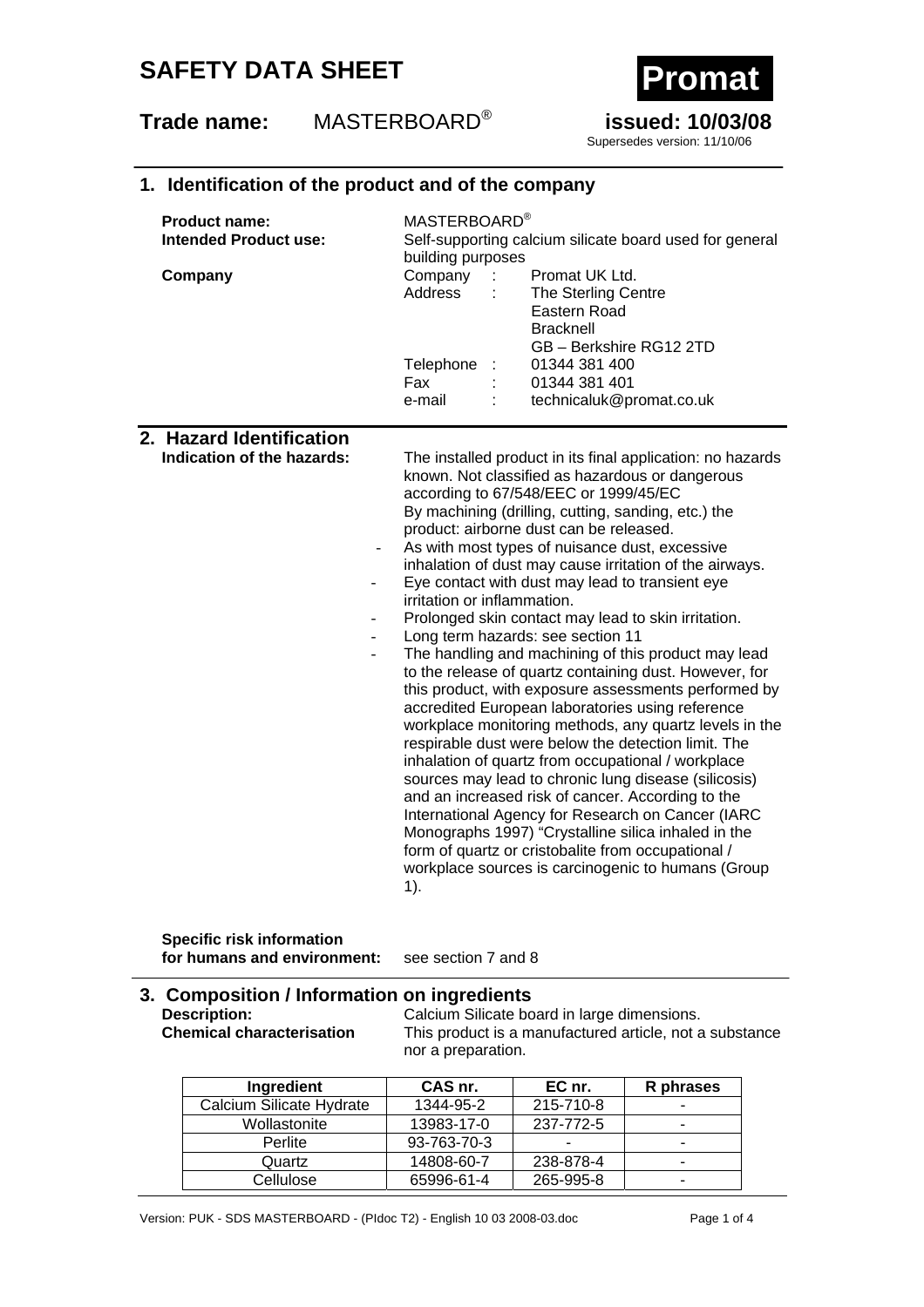# SAFETY DATA SHEET

**Promat**

**Trade name:** MASTERBOARD® **issued: 10/03/08**

Supersedes version: 11/10/06

## 1. Identification of the product and of the company

**Product name:** MASTERBOARD®

**Intended Product use:** Self-supporting calcium silicate board used for general building purposes

**Company**

Company : Promat UK Ltd.
Address : The Sterling Centre
Eastern Road
Bracknell
GB – Berkshire RG12 2TD
Telephone : 01344 381 400
Fax : 01344 381 401
e-mail : technicaluk@promat.co.uk

## 2. Hazard Identification

**Indication of the hazards:**

The installed product in its final application: no hazards known. Not classified as hazardous or dangerous according to 67/548/EEC or 1999/45/EC

By machining (drilling, cutting, sanding, etc.) the product: airborne dust can be released.

- As with most types of nuisance dust, excessive inhalation of dust may cause irritation of the airways.
- Eye contact with dust may lead to transient eye irritation or inflammation.
- Prolonged skin contact may lead to skin irritation.
- Long term hazards: see section 11
- The handling and machining of this product may lead to the release of quartz containing dust. However, for this product, with exposure assessments performed by accredited European laboratories using reference workplace monitoring methods, any quartz levels in the respirable dust were below the detection limit. The inhalation of quartz from occupational / workplace sources may lead to chronic lung disease (silicosis) and an increased risk of cancer. According to the International Agency for Research on Cancer (IARC Monographs 1997) "Crystalline silica inhaled in the form of quartz or cristobalite from occupational / workplace sources is carcinogenic to humans (Group 1).

**Specific risk information for humans and environment:** see section 7 and 8

## 3. Composition / Information on ingredients

**Description:** Calcium Silicate board in large dimensions.

**Chemical characterisation** This product is a manufactured article, not a substance nor a preparation.

| Ingredient | CAS nr. | EC nr. | R phrases |
|---|---|---|---|
| Calcium Silicate Hydrate | 1344-95-2 | 215-710-8 | - |
| Wollastonite | 13983-17-0 | 237-772-5 | - |
| Perlite | 93-763-70-3 | - | - |
| Quartz | 14808-60-7 | 238-878-4 | - |
| Cellulose | 65996-61-4 | 265-995-8 | - |

Version: PUK - SDS MASTERBOARD - (PIdoc T2) - English 10 03 2008-03.doc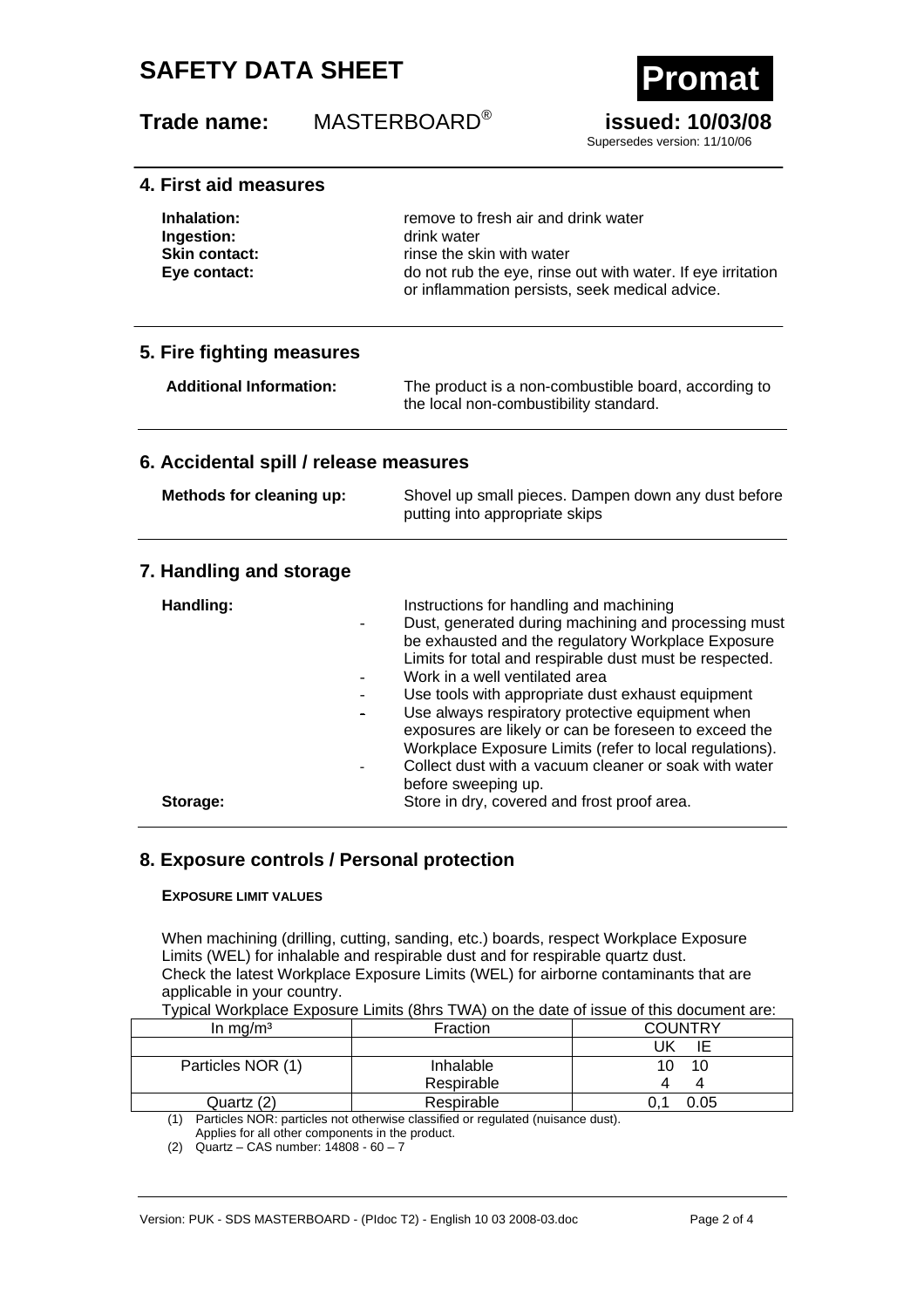## 4. First aid measures

**Inhalation:** remove to fresh air and drink water
**Ingestion:** drink water
**Skin contact:** rinse the skin with water
**Eye contact:** do not rub the eye, rinse out with water. If eye irritation or inflammation persists, seek medical advice.

## 5. Fire fighting measures

**Additional Information:** The product is a non-combustible board, according to the local non-combustibility standard.

## 6. Accidental spill / release measures

**Methods for cleaning up:** Shovel up small pieces. Dampen down any dust before putting into appropriate skips

## 7. Handling and storage

**Handling:** Instructions for handling and machining

- Dust, generated during machining and processing must be exhausted and the regulatory Workplace Exposure Limits for total and respirable dust must be respected.
- Work in a well ventilated area
- Use tools with appropriate dust exhaust equipment
- Use always respiratory protective equipment when exposures are likely or can be foreseen to exceed the Workplace Exposure Limits (refer to local regulations).
- Collect dust with a vacuum cleaner or soak with water before sweeping up.

**Storage:** Store in dry, covered and frost proof area.

## 8. Exposure controls / Personal protection

**EXPOSURE LIMIT VALUES**

When machining (drilling, cutting, sanding, etc.) boards, respect Workplace Exposure Limits (WEL) for inhalable and respirable dust and for respirable quartz dust.
Check the latest Workplace Exposure Limits (WEL) for airborne contaminants that are applicable in your country.
Typical Workplace Exposure Limits (8hrs TWA) on the date of issue of this document are:

| In mg/m³ | Fraction | COUNTRY | |
|---|---|---|---|
| | | UK | IE |
| Particles NOR (1) | Inhalable | 10 | 10 |
| | Respirable | 4 | 4 |
| Quartz (2) | Respirable | 0,1 | 0.05 |

(1) Particles NOR: particles not otherwise classified or regulated (nuisance dust). Applies for all other components in the product.
(2) Quartz – CAS number: 14808 - 60 – 7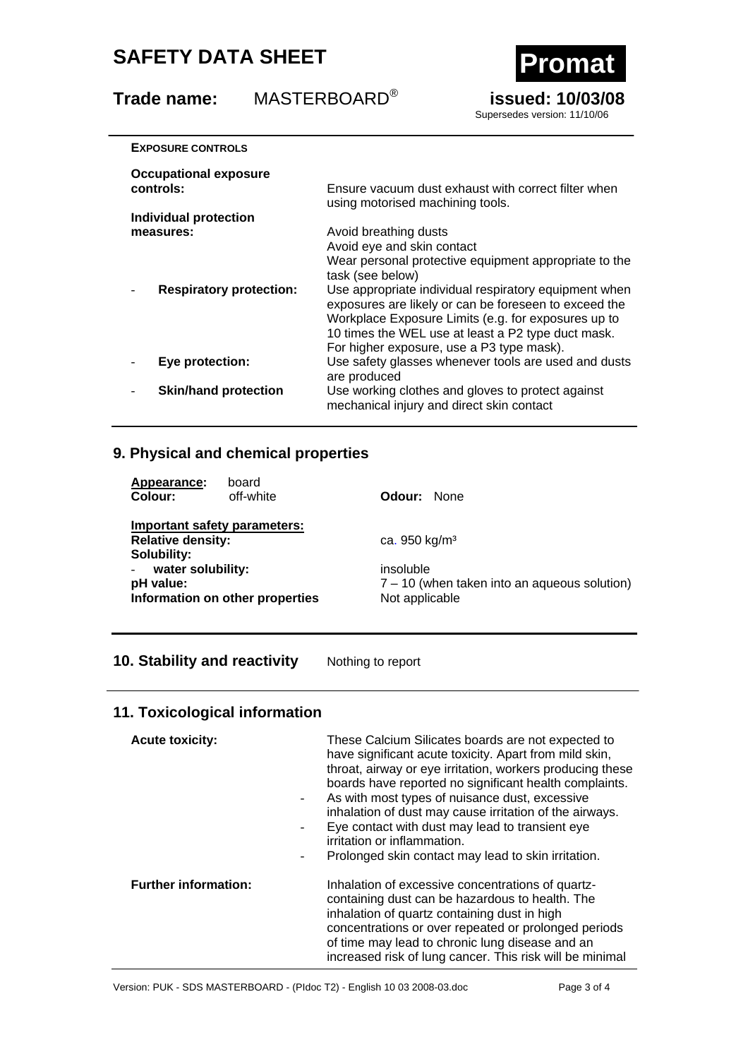**EXPOSURE CONTROLS**

| | |
|---|---|
| **Occupational exposure controls:** | Ensure vacuum dust exhaust with correct filter when using motorised machining tools. |
| **Individual protection measures:** | Avoid breathing dusts<br>Avoid eye and skin contact<br>Wear personal protective equipment appropriate to the task (see below) |
| - **Respiratory protection:** | Use appropriate individual respiratory equipment when exposures are likely or can be foreseen to exceed the Workplace Exposure Limits (e.g. for exposures up to 10 times the WEL use at least a P2 type duct mask. For higher exposure, use a P3 type mask). |
| - **Eye protection:** | Use safety glasses whenever tools are used and dusts are produced |
| - **Skin/hand protection** | Use working clothes and gloves to protect against mechanical injury and direct skin contact |

## 9. Physical and chemical properties

**Appearance:** board
**Colour:** off-white **Odour:** None

**Important safety parameters:**

| | |
|---|---|
| **Relative density:** | ca. 950 kg/m³ |
| **Solubility:** | |
| - **water solubility:** | insoluble |
| **pH value:** | 7 – 10 (when taken into an aqueous solution) |
| **Information on other properties** | Not applicable |

## 10. Stability and reactivity

Nothing to report

## 11. Toxicological information

**Acute toxicity:**

These Calcium Silicates boards are not expected to have significant acute toxicity. Apart from mild skin, throat, airway or eye irritation, workers producing these boards have reported no significant health complaints.

- As with most types of nuisance dust, excessive inhalation of dust may cause irritation of the airways.
- Eye contact with dust may lead to transient eye irritation or inflammation.
- Prolonged skin contact may lead to skin irritation.

**Further information:**

Inhalation of excessive concentrations of quartz-containing dust can be hazardous to health. The inhalation of quartz containing dust in high concentrations or over repeated or prolonged periods of time may lead to chronic lung disease and an increased risk of lung cancer. This risk will be minimal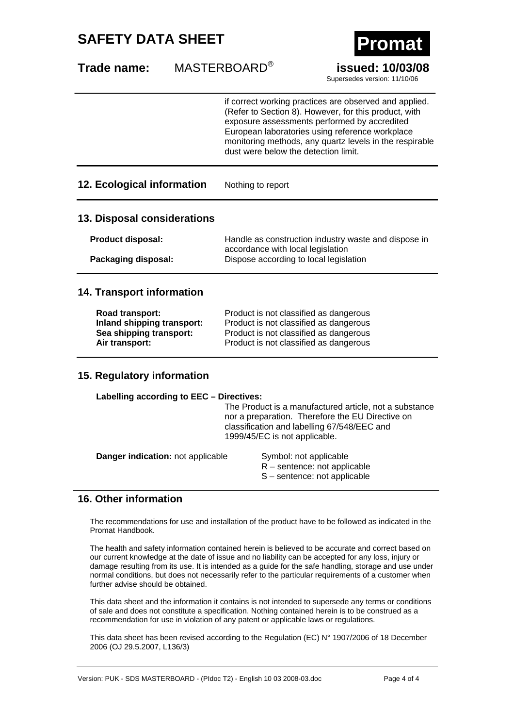if correct working practices are observed and applied. (Refer to Section 8). However, for this product, with exposure assessments performed by accredited European laboratories using reference workplace monitoring methods, any quartz levels in the respirable dust were below the detection limit.

## 12. Ecological information

Nothing to report

## 13. Disposal considerations

**Product disposal:** Handle as construction industry waste and dispose in accordance with local legislation

**Packaging disposal:** Dispose according to local legislation

## 14. Transport information

**Road transport:** Product is not classified as dangerous

**Inland shipping transport:** Product is not classified as dangerous

**Sea shipping transport:** Product is not classified as dangerous

**Air transport:** Product is not classified as dangerous

## 15. Regulatory information

**Labelling according to EEC – Directives:**

The Product is a manufactured article, not a substance nor a preparation. Therefore the EU Directive on classification and labelling 67/548/EEC and 1999/45/EC is not applicable.

**Danger indication:** not applicable

Symbol: not applicable
R – sentence: not applicable
S – sentence: not applicable

## 16. Other information

The recommendations for use and installation of the product have to be followed as indicated in the Promat Handbook.

The health and safety information contained herein is believed to be accurate and correct based on our current knowledge at the date of issue and no liability can be accepted for any loss, injury or damage resulting from its use. It is intended as a guide for the safe handling, storage and use under normal conditions, but does not necessarily refer to the particular requirements of a customer when further advise should be obtained.

This data sheet and the information it contains is not intended to supersede any terms or conditions of sale and does not constitute a specification. Nothing contained herein is to be construed as a recommendation for use in violation of any patent or applicable laws or regulations.

This data sheet has been revised according to the Regulation (EC) N° 1907/2006 of 18 December 2006 (OJ 29.5.2007, L136/3)